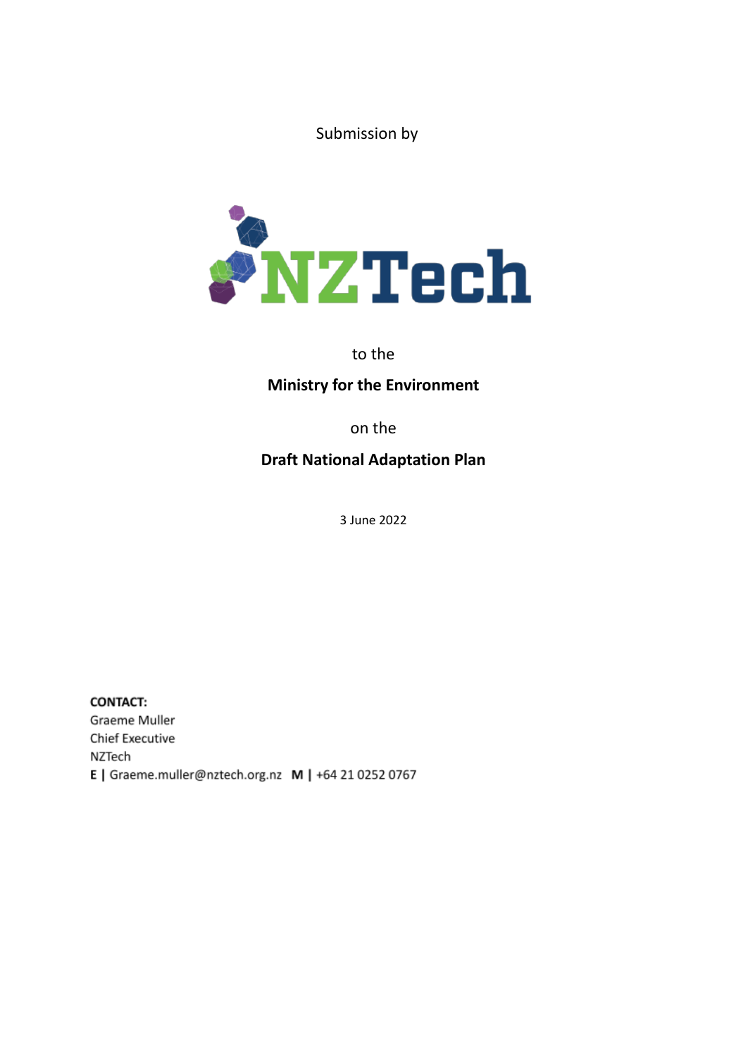Submission by

NZTech

to the

**Ministry for the Environment**

on the

**Draft National Adaptation Plan**

3 June 2022

**CONTACT:**
Graeme Muller
Chief Executive
NZTech
**E |** Graeme.muller@nztech.org.nz **M |** +64 21 0252 0767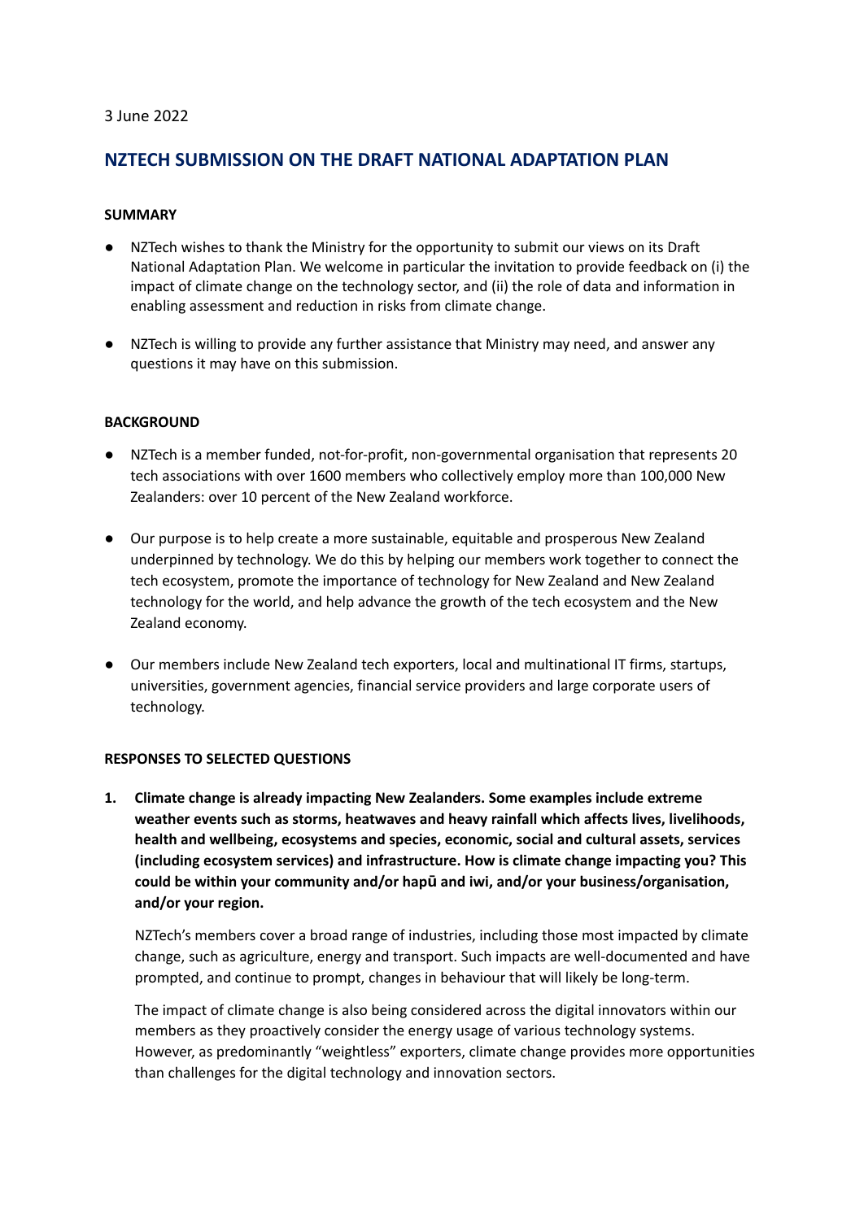3 June 2022

# NZTECH SUBMISSION ON THE DRAFT NATIONAL ADAPTATION PLAN

**SUMMARY**

- NZTech wishes to thank the Ministry for the opportunity to submit our views on its Draft National Adaptation Plan. We welcome in particular the invitation to provide feedback on (i) the impact of climate change on the technology sector, and (ii) the role of data and information in enabling assessment and reduction in risks from climate change.

- NZTech is willing to provide any further assistance that Ministry may need, and answer any questions it may have on this submission.

**BACKGROUND**

- NZTech is a member funded, not-for-profit, non-governmental organisation that represents 20 tech associations with over 1600 members who collectively employ more than 100,000 New Zealanders: over 10 percent of the New Zealand workforce.

- Our purpose is to help create a more sustainable, equitable and prosperous New Zealand underpinned by technology. We do this by helping our members work together to connect the tech ecosystem, promote the importance of technology for New Zealand and New Zealand technology for the world, and help advance the growth of the tech ecosystem and the New Zealand economy.

- Our members include New Zealand tech exporters, local and multinational IT firms, startups, universities, government agencies, financial service providers and large corporate users of technology.

**RESPONSES TO SELECTED QUESTIONS**

1. **Climate change is already impacting New Zealanders. Some examples include extreme weather events such as storms, heatwaves and heavy rainfall which affects lives, livelihoods, health and wellbeing, ecosystems and species, economic, social and cultural assets, services (including ecosystem services) and infrastructure. How is climate change impacting you? This could be within your community and/or hapū and iwi, and/or your business/organisation, and/or your region.**

   NZTech's members cover a broad range of industries, including those most impacted by climate change, such as agriculture, energy and transport. Such impacts are well-documented and have prompted, and continue to prompt, changes in behaviour that will likely be long-term.

   The impact of climate change is also being considered across the digital innovators within our members as they proactively consider the energy usage of various technology systems. However, as predominantly "weightless" exporters, climate change provides more opportunities than challenges for the digital technology and innovation sectors.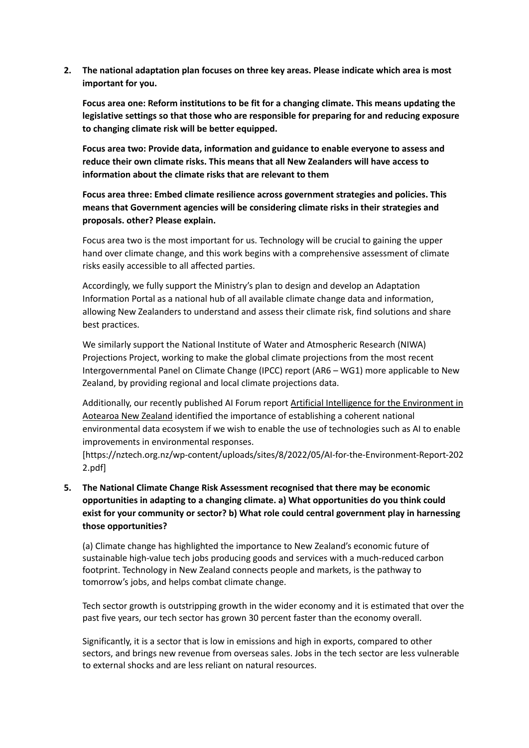**2. The national adaptation plan focuses on three key areas. Please indicate which area is most important for you.**

**Focus area one: Reform institutions to be fit for a changing climate. This means updating the legislative settings so that those who are responsible for preparing for and reducing exposure to changing climate risk will be better equipped.**

**Focus area two: Provide data, information and guidance to enable everyone to assess and reduce their own climate risks. This means that all New Zealanders will have access to information about the climate risks that are relevant to them**

**Focus area three: Embed climate resilience across government strategies and policies. This means that Government agencies will be considering climate risks in their strategies and proposals. other? Please explain.**

Focus area two is the most important for us. Technology will be crucial to gaining the upper hand over climate change, and this work begins with a comprehensive assessment of climate risks easily accessible to all affected parties.

Accordingly, we fully support the Ministry's plan to design and develop an Adaptation Information Portal as a national hub of all available climate change data and information, allowing New Zealanders to understand and assess their climate risk, find solutions and share best practices.

We similarly support the National Institute of Water and Atmospheric Research (NIWA) Projections Project, working to make the global climate projections from the most recent Intergovernmental Panel on Climate Change (IPCC) report (AR6 – WG1) more applicable to New Zealand, by providing regional and local climate projections data.

Additionally, our recently published AI Forum report Artificial Intelligence for the Environment in Aotearoa New Zealand identified the importance of establishing a coherent national environmental data ecosystem if we wish to enable the use of technologies such as AI to enable improvements in environmental responses. [https://nztech.org.nz/wp-content/uploads/sites/8/2022/05/AI-for-the-Environment-Report-2022.pdf]

**5. The National Climate Change Risk Assessment recognised that there may be economic opportunities in adapting to a changing climate. a) What opportunities do you think could exist for your community or sector? b) What role could central government play in harnessing those opportunities?**

(a) Climate change has highlighted the importance to New Zealand's economic future of sustainable high-value tech jobs producing goods and services with a much-reduced carbon footprint. Technology in New Zealand connects people and markets, is the pathway to tomorrow's jobs, and helps combat climate change.

Tech sector growth is outstripping growth in the wider economy and it is estimated that over the past five years, our tech sector has grown 30 percent faster than the economy overall.

Significantly, it is a sector that is low in emissions and high in exports, compared to other sectors, and brings new revenue from overseas sales. Jobs in the tech sector are less vulnerable to external shocks and are less reliant on natural resources.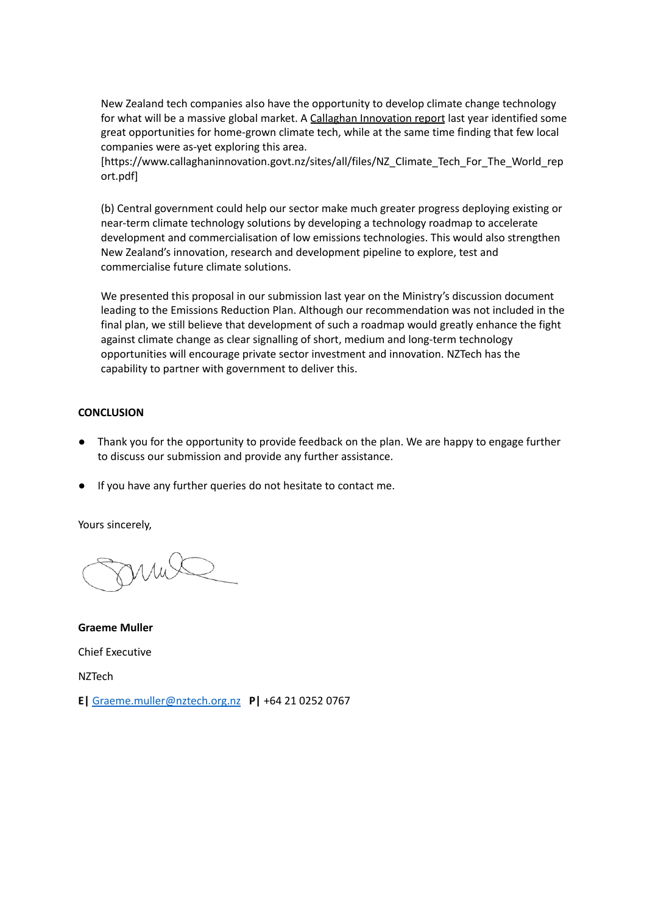New Zealand tech companies also have the opportunity to develop climate change technology for what will be a massive global market. A Callaghan Innovation report last year identified some great opportunities for home-grown climate tech, while at the same time finding that few local companies were as-yet exploring this area. [https://www.callaghaninnovation.govt.nz/sites/all/files/NZ_Climate_Tech_For_The_World_report.pdf]

(b) Central government could help our sector make much greater progress deploying existing or near-term climate technology solutions by developing a technology roadmap to accelerate development and commercialisation of low emissions technologies. This would also strengthen New Zealand's innovation, research and development pipeline to explore, test and commercialise future climate solutions.

We presented this proposal in our submission last year on the Ministry's discussion document leading to the Emissions Reduction Plan. Although our recommendation was not included in the final plan, we still believe that development of such a roadmap would greatly enhance the fight against climate change as clear signalling of short, medium and long-term technology opportunities will encourage private sector investment and innovation. NZTech has the capability to partner with government to deliver this.

**CONCLUSION**

- Thank you for the opportunity to provide feedback on the plan. We are happy to engage further to discuss our submission and provide any further assistance.
- If you have any further queries do not hesitate to contact me.

Yours sincerely,

**Graeme Muller**

Chief Executive

NZTech

**E|** Graeme.muller@nztech.org.nz **P|** +64 21 0252 0767